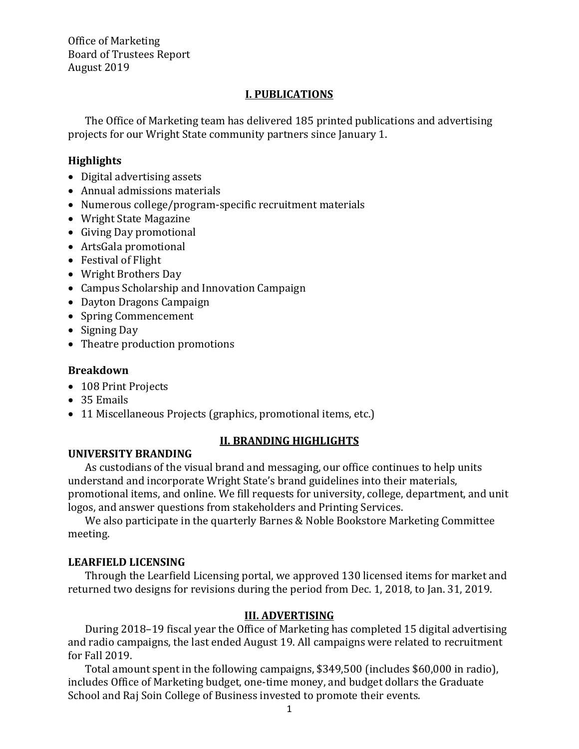Office of Marketing
Board of Trustees Report
August 2019

## I. PUBLICATIONS

The Office of Marketing team has delivered 185 printed publications and advertising projects for our Wright State community partners since January 1.

### Highlights

- Digital advertising assets
- Annual admissions materials
- Numerous college/program-specific recruitment materials
- Wright State Magazine
- Giving Day promotional
- ArtsGala promotional
- Festival of Flight
- Wright Brothers Day
- Campus Scholarship and Innovation Campaign
- Dayton Dragons Campaign
- Spring Commencement
- Signing Day
- Theatre production promotions

### Breakdown

- 108 Print Projects
- 35 Emails
- 11 Miscellaneous Projects (graphics, promotional items, etc.)

## II. BRANDING HIGHLIGHTS

### UNIVERSITY BRANDING

As custodians of the visual brand and messaging, our office continues to help units understand and incorporate Wright State's brand guidelines into their materials, promotional items, and online. We fill requests for university, college, department, and unit logos, and answer questions from stakeholders and Printing Services.

We also participate in the quarterly Barnes & Noble Bookstore Marketing Committee meeting.

### LEARFIELD LICENSING

Through the Learfield Licensing portal, we approved 130 licensed items for market and returned two designs for revisions during the period from Dec. 1, 2018, to Jan. 31, 2019.

## III. ADVERTISING

During 2018–19 fiscal year the Office of Marketing has completed 15 digital advertising and radio campaigns, the last ended August 19. All campaigns were related to recruitment for Fall 2019.

Total amount spent in the following campaigns, $349,500 (includes $60,000 in radio), includes Office of Marketing budget, one-time money, and budget dollars the Graduate School and Raj Soin College of Business invested to promote their events.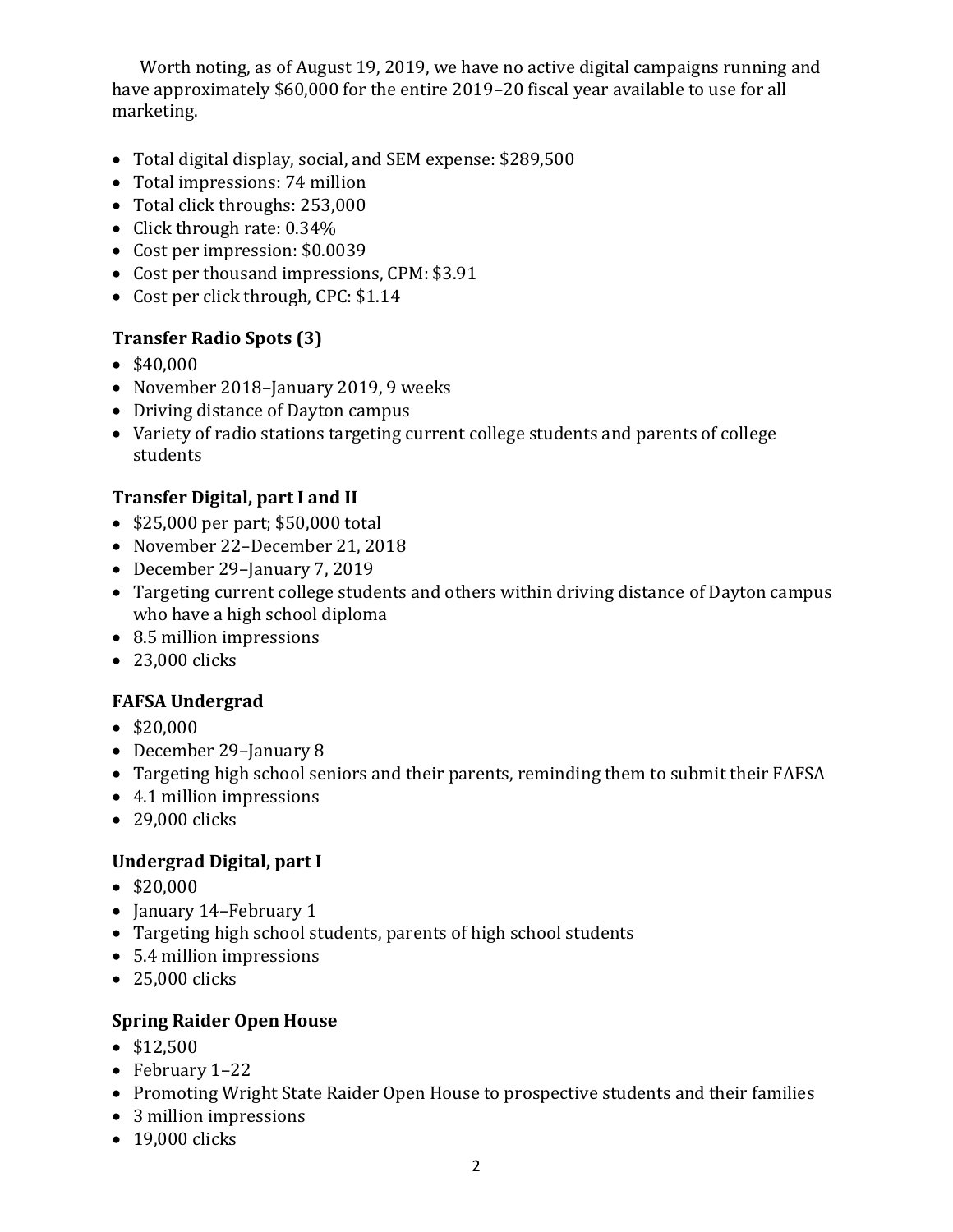Worth noting, as of August 19, 2019, we have no active digital campaigns running and have approximately $60,000 for the entire 2019–20 fiscal year available to use for all marketing.

- Total digital display, social, and SEM expense: $289,500
- Total impressions: 74 million
- Total click throughs: 253,000
- Click through rate: 0.34%
- Cost per impression: $0.0039
- Cost per thousand impressions, CPM: $3.91
- Cost per click through, CPC: $1.14

### Transfer Radio Spots (3)

- $40,000
- November 2018–January 2019, 9 weeks
- Driving distance of Dayton campus
- Variety of radio stations targeting current college students and parents of college students

### Transfer Digital, part I and II

- $25,000 per part; $50,000 total
- November 22–December 21, 2018
- December 29–January 7, 2019
- Targeting current college students and others within driving distance of Dayton campus who have a high school diploma
- 8.5 million impressions
- 23,000 clicks

### FAFSA Undergrad

- $20,000
- December 29–January 8
- Targeting high school seniors and their parents, reminding them to submit their FAFSA
- 4.1 million impressions
- 29,000 clicks

### Undergrad Digital, part I

- $20,000
- January 14–February 1
- Targeting high school students, parents of high school students
- 5.4 million impressions
- 25,000 clicks

### Spring Raider Open House

- $12,500
- February 1–22
- Promoting Wright State Raider Open House to prospective students and their families
- 3 million impressions
- 19,000 clicks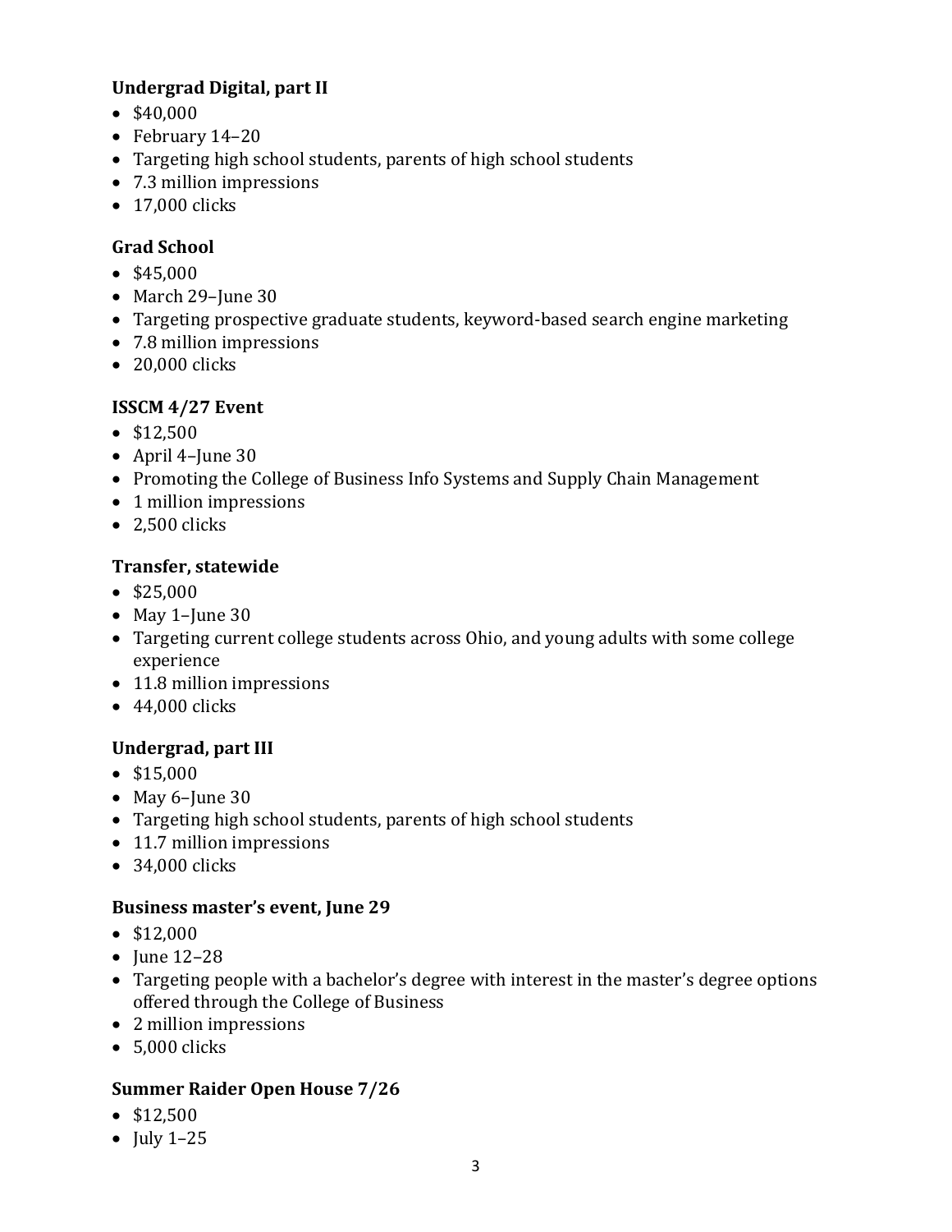**Undergrad Digital, part II**

- $40,000
- February 14–20
- Targeting high school students, parents of high school students
- 7.3 million impressions
- 17,000 clicks

**Grad School**

- $45,000
- March 29–June 30
- Targeting prospective graduate students, keyword-based search engine marketing
- 7.8 million impressions
- 20,000 clicks

**ISSCM 4/27 Event**

- $12,500
- April 4–June 30
- Promoting the College of Business Info Systems and Supply Chain Management
- 1 million impressions
- 2,500 clicks

**Transfer, statewide**

- $25,000
- May 1–June 30
- Targeting current college students across Ohio, and young adults with some college experience
- 11.8 million impressions
- 44,000 clicks

**Undergrad, part III**

- $15,000
- May 6–June 30
- Targeting high school students, parents of high school students
- 11.7 million impressions
- 34,000 clicks

**Business master's event, June 29**

- $12,000
- June 12–28
- Targeting people with a bachelor's degree with interest in the master's degree options offered through the College of Business
- 2 million impressions
- 5,000 clicks

**Summer Raider Open House 7/26**

- $12,500
- July 1–25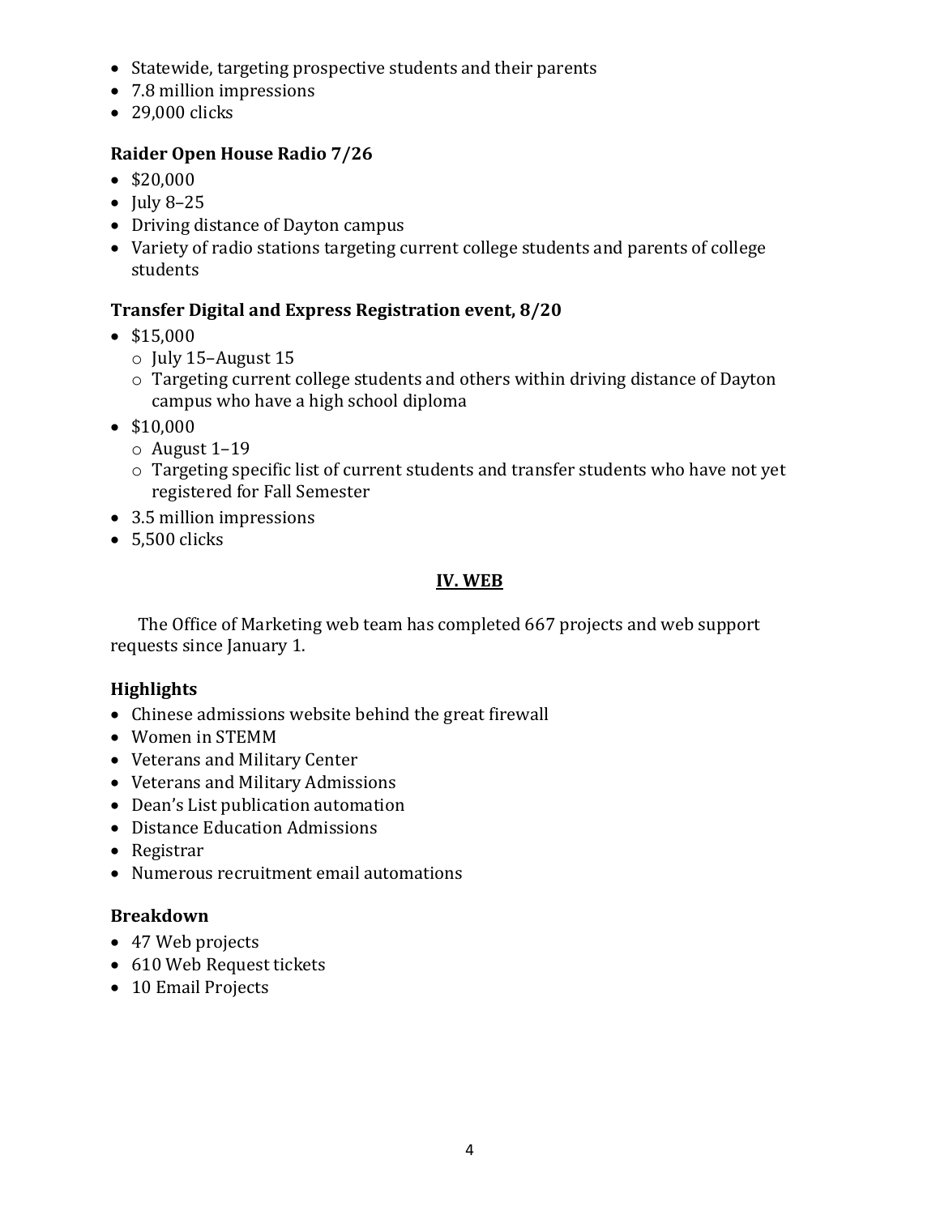- Statewide, targeting prospective students and their parents
- 7.8 million impressions
- 29,000 clicks

**Raider Open House Radio 7/26**

- $20,000
- July 8–25
- Driving distance of Dayton campus
- Variety of radio stations targeting current college students and parents of college students

**Transfer Digital and Express Registration event, 8/20**

- $15,000
  - July 15–August 15
  - Targeting current college students and others within driving distance of Dayton campus who have a high school diploma
- $10,000
  - August 1–19
  - Targeting specific list of current students and transfer students who have not yet registered for Fall Semester
- 3.5 million impressions
- 5,500 clicks

## IV. WEB

The Office of Marketing web team has completed 667 projects and web support requests since January 1.

**Highlights**

- Chinese admissions website behind the great firewall
- Women in STEMM
- Veterans and Military Center
- Veterans and Military Admissions
- Dean's List publication automation
- Distance Education Admissions
- Registrar
- Numerous recruitment email automations

**Breakdown**

- 47 Web projects
- 610 Web Request tickets
- 10 Email Projects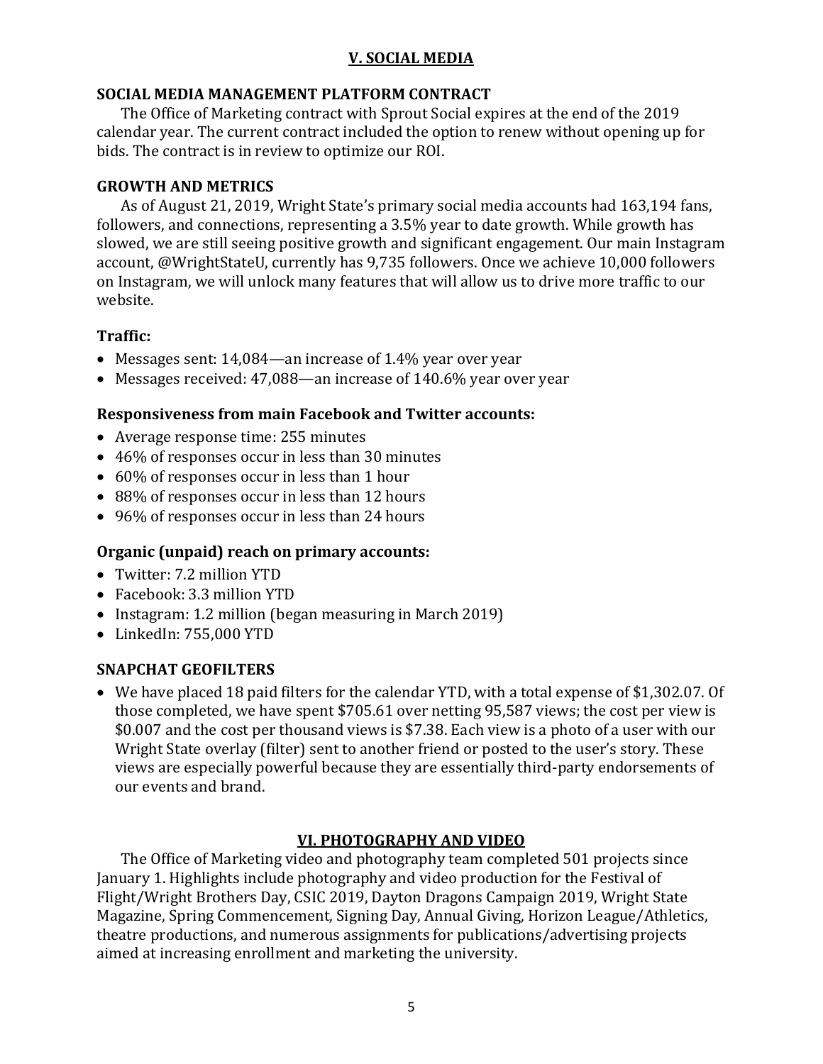## V. SOCIAL MEDIA

### SOCIAL MEDIA MANAGEMENT PLATFORM CONTRACT

The Office of Marketing contract with Sprout Social expires at the end of the 2019 calendar year. The current contract included the option to renew without opening up for bids. The contract is in review to optimize our ROI.

### GROWTH AND METRICS

As of August 21, 2019, Wright State's primary social media accounts had 163,194 fans, followers, and connections, representing a 3.5% year to date growth. While growth has slowed, we are still seeing positive growth and significant engagement. Our main Instagram account, @WrightStateU, currently has 9,735 followers. Once we achieve 10,000 followers on Instagram, we will unlock many features that will allow us to drive more traffic to our website.

#### Traffic:

- Messages sent: 14,084—an increase of 1.4% year over year
- Messages received: 47,088—an increase of 140.6% year over year

#### Responsiveness from main Facebook and Twitter accounts:

- Average response time: 255 minutes
- 46% of responses occur in less than 30 minutes
- 60% of responses occur in less than 1 hour
- 88% of responses occur in less than 12 hours
- 96% of responses occur in less than 24 hours

#### Organic (unpaid) reach on primary accounts:

- Twitter: 7.2 million YTD
- Facebook: 3.3 million YTD
- Instagram: 1.2 million (began measuring in March 2019)
- LinkedIn: 755,000 YTD

### SNAPCHAT GEOFILTERS

- We have placed 18 paid filters for the calendar YTD, with a total expense of $1,302.07. Of those completed, we have spent $705.61 over netting 95,587 views; the cost per view is $0.007 and the cost per thousand views is $7.38. Each view is a photo of a user with our Wright State overlay (filter) sent to another friend or posted to the user's story. These views are especially powerful because they are essentially third-party endorsements of our events and brand.

## VI. PHOTOGRAPHY AND VIDEO

The Office of Marketing video and photography team completed 501 projects since January 1. Highlights include photography and video production for the Festival of Flight/Wright Brothers Day, CSIC 2019, Dayton Dragons Campaign 2019, Wright State Magazine, Spring Commencement, Signing Day, Annual Giving, Horizon League/Athletics, theatre productions, and numerous assignments for publications/advertising projects aimed at increasing enrollment and marketing the university.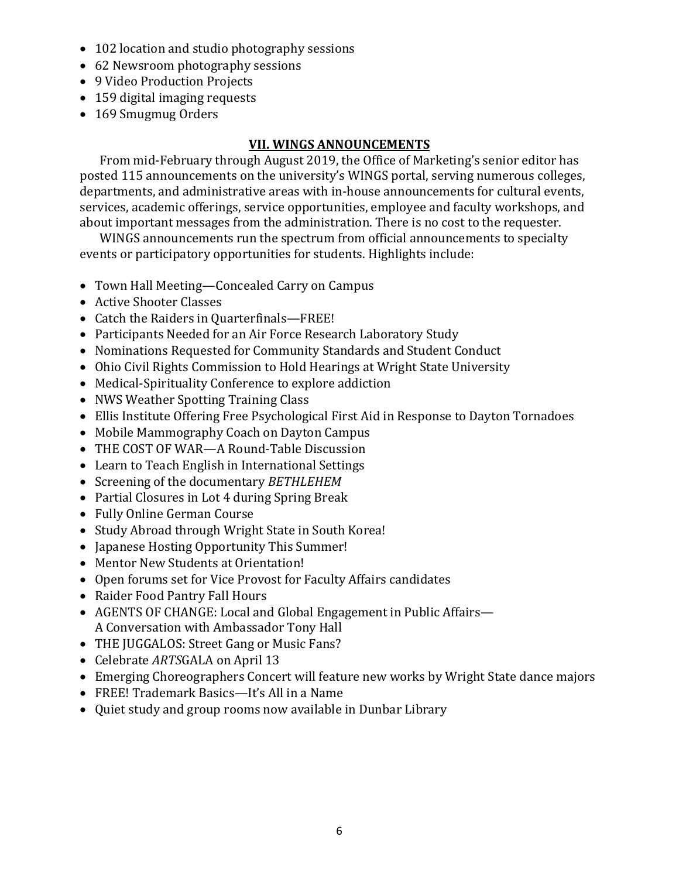- 102 location and studio photography sessions
- 62 Newsroom photography sessions
- 9 Video Production Projects
- 159 digital imaging requests
- 169 Smugmug Orders

## VII. WINGS ANNOUNCEMENTS

From mid-February through August 2019, the Office of Marketing's senior editor has posted 115 announcements on the university's WINGS portal, serving numerous colleges, departments, and administrative areas with in-house announcements for cultural events, services, academic offerings, service opportunities, employee and faculty workshops, and about important messages from the administration. There is no cost to the requester.

WINGS announcements run the spectrum from official announcements to specialty events or participatory opportunities for students. Highlights include:

- Town Hall Meeting—Concealed Carry on Campus
- Active Shooter Classes
- Catch the Raiders in Quarterfinals—FREE!
- Participants Needed for an Air Force Research Laboratory Study
- Nominations Requested for Community Standards and Student Conduct
- Ohio Civil Rights Commission to Hold Hearings at Wright State University
- Medical-Spirituality Conference to explore addiction
- NWS Weather Spotting Training Class
- Ellis Institute Offering Free Psychological First Aid in Response to Dayton Tornadoes
- Mobile Mammography Coach on Dayton Campus
- THE COST OF WAR—A Round-Table Discussion
- Learn to Teach English in International Settings
- Screening of the documentary *BETHLEHEM*
- Partial Closures in Lot 4 during Spring Break
- Fully Online German Course
- Study Abroad through Wright State in South Korea!
- Japanese Hosting Opportunity This Summer!
- Mentor New Students at Orientation!
- Open forums set for Vice Provost for Faculty Affairs candidates
- Raider Food Pantry Fall Hours
- AGENTS OF CHANGE: Local and Global Engagement in Public Affairs—A Conversation with Ambassador Tony Hall
- THE JUGGALOS: Street Gang or Music Fans?
- Celebrate *ARTS*GALA on April 13
- Emerging Choreographers Concert will feature new works by Wright State dance majors
- FREE! Trademark Basics—It's All in a Name
- Quiet study and group rooms now available in Dunbar Library